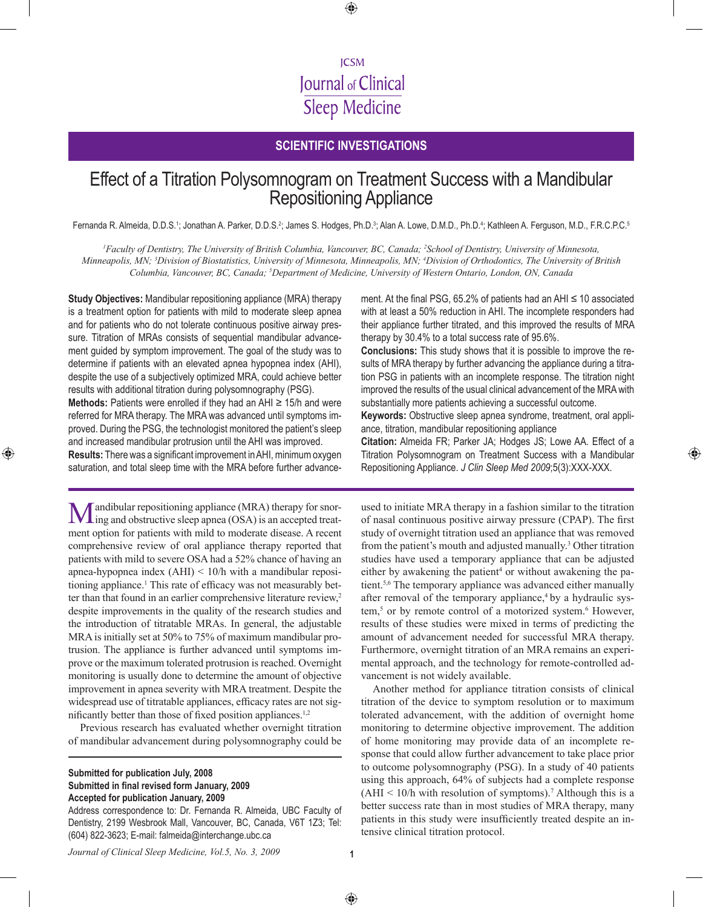SCIENTIFIC INVESTIGATIONS

# Effect of a Titration Polysomnogram on Treatment Success with a Mandibular Repositioning Appliance

Fernanda R. Almeida, D.D.S.[1]; Jonathan A. Parker, D.D.S.[2]; James S. Hodges, Ph.D.[3]; Alan A. Lowe, D.M.D., Ph.D.[4]; Kathleen A. Ferguson, M.D., F.R.C.P.C.[5]

[1]*Faculty of Dentistry, The University of British Columbia, Vancouver, BC, Canada;* [2]*School of Dentistry, University of Minnesota, Minneapolis, MN;* [3]*Division of Biostatistics, University of Minnesota, Minneapolis, MN;* [4]*Division of Orthodontics, The University of British Columbia, Vancouver, BC, Canada;* [5]*Department of Medicine, University of Western Ontario, London, ON, Canada*

**Study Objectives:** Mandibular repositioning appliance (MRA) therapy is a treatment option for patients with mild to moderate sleep apnea and for patients who do not tolerate continuous positive airway pressure. Titration of MRAs consists of sequential mandibular advancement guided by symptom improvement. The goal of the study was to determine if patients with an elevated apnea hypopnea index (AHI), despite the use of a subjectively optimized MRA, could achieve better results with additional titration during polysomnography (PSG).

**Methods:** Patients were enrolled if they had an AHI ≥ 15/h and were referred for MRA therapy. The MRA was advanced until symptoms improved. During the PSG, the technologist monitored the patient's sleep and increased mandibular protrusion until the AHI was improved.

**Results:** There was a significant improvement in AHI, minimum oxygen saturation, and total sleep time with the MRA before further advancement. At the final PSG, 65.2% of patients had an AHI ≤ 10 associated with at least a 50% reduction in AHI. The incomplete responders had their appliance further titrated, and this improved the results of MRA therapy by 30.4% to a total success rate of 95.6%.

**Conclusions:** This study shows that it is possible to improve the results of MRA therapy by further advancing the appliance during a titration PSG in patients with an incomplete response. The titration night improved the results of the usual clinical advancement of the MRA with substantially more patients achieving a successful outcome.

**Keywords:** Obstructive sleep apnea syndrome, treatment, oral appliance, titration, mandibular repositioning appliance

**Citation:** Almeida FR; Parker JA; Hodges JS; Lowe AA. Effect of a Titration Polysomnogram on Treatment Success with a Mandibular Repositioning Appliance. *J Clin Sleep Med 2009*;5(3):XXX-XXX.

Mandibular repositioning appliance (MRA) therapy for snoring and obstructive sleep apnea (OSA) is an accepted treatment option for patients with mild to moderate disease. A recent comprehensive review of oral appliance therapy reported that patients with mild to severe OSA had a 52% chance of having an apnea-hypopnea index (AHI) < 10/h with a mandibular repositioning appliance.[1] This rate of efficacy was not measurably better than that found in an earlier comprehensive literature review,[2] despite improvements in the quality of the research studies and the introduction of titratable MRAs. In general, the adjustable MRA is initially set at 50% to 75% of maximum mandibular protrusion. The appliance is further advanced until symptoms improve or the maximum tolerated protrusion is reached. Overnight monitoring is usually done to determine the amount of objective improvement in apnea severity with MRA treatment. Despite the widespread use of titratable appliances, efficacy rates are not significantly better than those of fixed position appliances.[1,2]

Previous research has evaluated whether overnight titration of mandibular advancement during polysomnography could be used to initiate MRA therapy in a fashion similar to the titration of nasal continuous positive airway pressure (CPAP). The first study of overnight titration used an appliance that was removed from the patient's mouth and adjusted manually.[3] Other titration studies have used a temporary appliance that can be adjusted either by awakening the patient[4] or without awakening the patient.[5,6] The temporary appliance was advanced either manually after removal of the temporary appliance,[4] by a hydraulic system,[5] or by remote control of a motorized system.[6] However, results of these studies were mixed in terms of predicting the amount of advancement needed for successful MRA therapy. Furthermore, overnight titration of an MRA remains an experimental approach, and the technology for remote-controlled advancement is not widely available.

Another method for appliance titration consists of clinical titration of the device to symptom resolution or to maximum tolerated advancement, with the addition of overnight home monitoring to determine objective improvement. The addition of home monitoring may provide data of an incomplete response that could allow further advancement to take place prior to outcome polysomnography (PSG). In a study of 40 patients using this approach, 64% of subjects had a complete response (AHI < 10/h with resolution of symptoms).[7] Although this is a better success rate than in most studies of MRA therapy, many patients in this study were insufficiently treated despite an intensive clinical titration protocol.

**Submitted for publication July, 2008**
**Submitted in final revised form January, 2009**
**Accepted for publication January, 2009**
Address correspondence to: Dr. Fernanda R. Almeida, UBC Faculty of Dentistry, 2199 Wesbrook Mall, Vancouver, BC, Canada, V6T 1Z3; Tel: (604) 822-3623; E-mail: falmeida@interchange.ubc.ca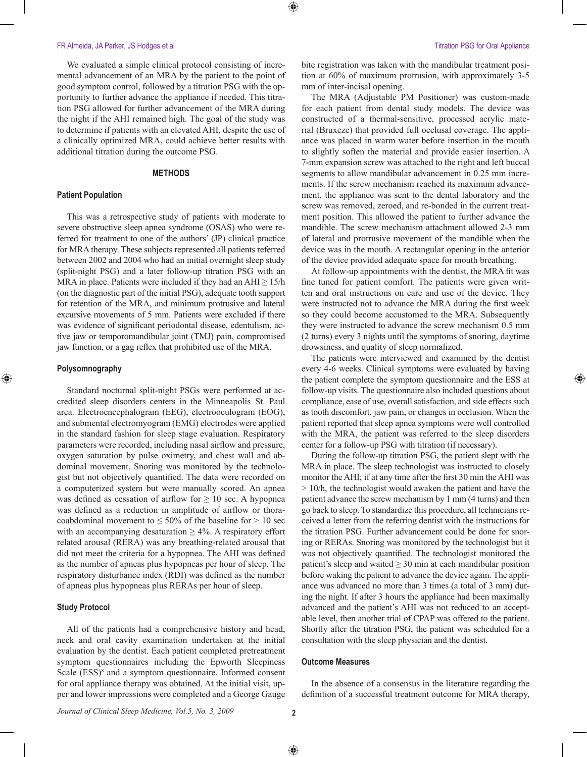We evaluated a simple clinical protocol consisting of incremental advancement of an MRA by the patient to the point of good symptom control, followed by a titration PSG with the opportunity to further advance the appliance if needed. This titration PSG allowed for further advancement of the MRA during the night if the AHI remained high. The goal of the study was to determine if patients with an elevated AHI, despite the use of a clinically optimized MRA, could achieve better results with additional titration during the outcome PSG.

## METHODS

### Patient Population

This was a retrospective study of patients with moderate to severe obstructive sleep apnea syndrome (OSAS) who were referred for treatment to one of the authors' (JP) clinical practice for MRA therapy. These subjects represented all patients referred between 2002 and 2004 who had an initial overnight sleep study (split-night PSG) and a later follow-up titration PSG with an MRA in place. Patients were included if they had an AHI ≥ 15/h (on the diagnostic part of the initial PSG), adequate tooth support for retention of the MRA, and minimum protrusive and lateral excursive movements of 5 mm. Patients were excluded if there was evidence of significant periodontal disease, edentulism, active jaw or temporomandibular joint (TMJ) pain, compromised jaw function, or a gag reflex that prohibited use of the MRA.

### Polysomnography

Standard nocturnal split-night PSGs were performed at accredited sleep disorders centers in the Minneapolis–St. Paul area. Electroencephalogram (EEG), electrooculogram (EOG), and submental electromyogram (EMG) electrodes were applied in the standard fashion for sleep stage evaluation. Respiratory parameters were recorded, including nasal airflow and pressure, oxygen saturation by pulse oximetry, and chest wall and abdominal movement. Snoring was monitored by the technologist but not objectively quantified. The data were recorded on a computerized system but were manually scored. An apnea was defined as cessation of airflow for ≥ 10 sec. A hypopnea was defined as a reduction in amplitude of airflow or thoracoabdominal movement to ≤ 50% of the baseline for > 10 sec with an accompanying desaturation ≥ 4%. A respiratory effort related arousal (RERA) was any breathing-related arousal that did not meet the criteria for a hypopnea. The AHI was defined as the number of apneas plus hypopneas per hour of sleep. The respiratory disturbance index (RDI) was defined as the number of apneas plus hypopneas plus RERAs per hour of sleep.

### Study Protocol

All of the patients had a comprehensive history and head, neck and oral cavity examination undertaken at the initial evaluation by the dentist. Each patient completed pretreatment symptom questionnaires including the Epworth Sleepiness Scale (ESS)[8] and a symptom questionnaire. Informed consent for oral appliance therapy was obtained. At the initial visit, upper and lower impressions were completed and a George Gauge bite registration was taken with the mandibular treatment position at 60% of maximum protrusion, with approximately 3-5 mm of inter-incisal opening.

The MRA (Adjustable PM Positioner) was custom-made for each patient from dental study models. The device was constructed of a thermal-sensitive, processed acrylic material (Bruxeze) that provided full occlusal coverage. The appliance was placed in warm water before insertion in the mouth to slightly soften the material and provide easier insertion. A 7-mm expansion screw was attached to the right and left buccal segments to allow mandibular advancement in 0.25 mm increments. If the screw mechanism reached its maximum advancement, the appliance was sent to the dental laboratory and the screw was removed, zeroed, and re-bonded in the current treatment position. This allowed the patient to further advance the mandible. The screw mechanism attachment allowed 2-3 mm of lateral and protrusive movement of the mandible when the device was in the mouth. A rectangular opening in the anterior of the device provided adequate space for mouth breathing.

At follow-up appointments with the dentist, the MRA fit was fine tuned for patient comfort. The patients were given written and oral instructions on care and use of the device. They were instructed not to advance the MRA during the first week so they could become accustomed to the MRA. Subsequently they were instructed to advance the screw mechanism 0.5 mm (2 turns) every 3 nights until the symptoms of snoring, daytime drowsiness, and quality of sleep normalized.

The patients were interviewed and examined by the dentist every 4-6 weeks. Clinical symptoms were evaluated by having the patient complete the symptom questionnaire and the ESS at follow-up visits. The questionnaire also included questions about compliance, ease of use, overall satisfaction, and side effects such as tooth discomfort, jaw pain, or changes in occlusion. When the patient reported that sleep apnea symptoms were well controlled with the MRA, the patient was referred to the sleep disorders center for a follow-up PSG with titration (if necessary).

During the follow-up titration PSG, the patient slept with the MRA in place. The sleep technologist was instructed to closely monitor the AHI; if at any time after the first 30 min the AHI was > 10/h, the technologist would awaken the patient and have the patient advance the screw mechanism by 1 mm (4 turns) and then go back to sleep. To standardize this procedure, all technicians received a letter from the referring dentist with the instructions for the titration PSG. Further advancement could be done for snoring or RERAs. Snoring was monitored by the technologist but it was not objectively quantified. The technologist monitored the patient's sleep and waited ≥ 30 min at each mandibular position before waking the patient to advance the device again. The appliance was advanced no more than 3 times (a total of 3 mm) during the night. If after 3 hours the appliance had been maximally advanced and the patient's AHI was not reduced to an acceptable level, then another trial of CPAP was offered to the patient. Shortly after the titration PSG, the patient was scheduled for a consultation with the sleep physician and the dentist.

### Outcome Measures

In the absence of a consensus in the literature regarding the definition of a successful treatment outcome for MRA therapy,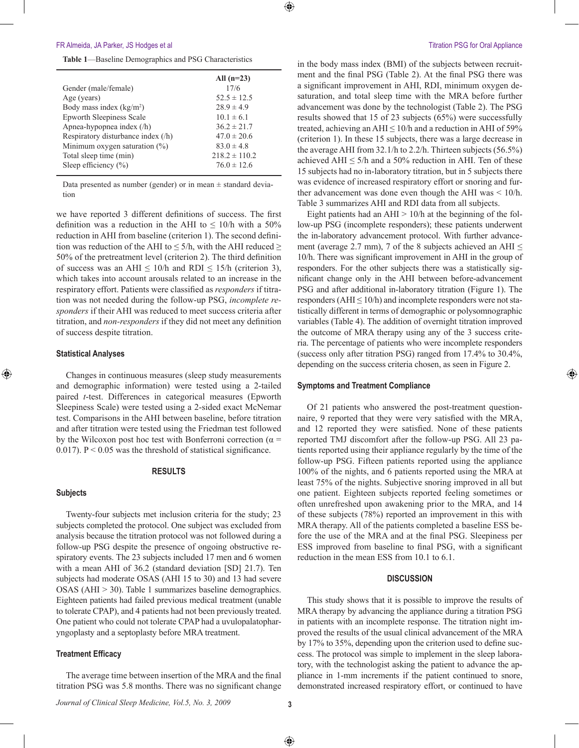**Table 1**—Baseline Demographics and PSG Characteristics

| | All (n=23) |
|---|---|
| Gender (male/female) | 17/6 |
| Age (years) | 52.5 ± 12.5 |
| Body mass index (kg/m$^2$) | 28.9 ± 4.9 |
| Epworth Sleepiness Scale | 10.1 ± 6.1 |
| Apnea-hypopnea index (/h) | 36.2 ± 21.7 |
| Respiratory disturbance index (/h) | 47.0 ± 20.6 |
| Minimum oxygen saturation (%) | 83.0 ± 4.8 |
| Total sleep time (min) | 218.2 ± 110.2 |
| Sleep efficiency (%) | 76.0 ± 12.6 |

Data presented as number (gender) or in mean ± standard deviation

we have reported 3 different definitions of success. The first definition was a reduction in the AHI to ≤ 10/h with a 50% reduction in AHI from baseline (criterion 1). The second definition was reduction of the AHI to ≤ 5/h, with the AHI reduced ≥ 50% of the pretreatment level (criterion 2). The third definition of success was an AHI ≤ 10/h and RDI ≤ 15/h (criterion 3), which takes into account arousals related to an increase in the respiratory effort. Patients were classified as *responders* if titration was not needed during the follow-up PSG, *incomplete responders* if their AHI was reduced to meet success criteria after titration, and *non-responders* if they did not meet any definition of success despite titration.

### Statistical Analyses

Changes in continuous measures (sleep study measurements and demographic information) were tested using a 2-tailed paired *t*-test. Differences in categorical measures (Epworth Sleepiness Scale) were tested using a 2-sided exact McNemar test. Comparisons in the AHI between baseline, before titration and after titration were tested using the Friedman test followed by the Wilcoxon post hoc test with Bonferroni correction ($\alpha = 0.017$). $P < 0.05$ was the threshold of statistical significance.

## RESULTS

### Subjects

Twenty-four subjects met inclusion criteria for the study; 23 subjects completed the protocol. One subject was excluded from analysis because the titration protocol was not followed during a follow-up PSG despite the presence of ongoing obstructive respiratory events. The 23 subjects included 17 men and 6 women with a mean AHI of 36.2 (standard deviation [SD] 21.7). Ten subjects had moderate OSAS (AHI 15 to 30) and 13 had severe OSAS (AHI > 30). Table 1 summarizes baseline demographics. Eighteen patients had failed previous medical treatment (unable to tolerate CPAP), and 4 patients had not been previously treated. One patient who could not tolerate CPAP had a uvulopalatopharyngoplasty and a septoplasty before MRA treatment.

### Treatment Efficacy

The average time between insertion of the MRA and the final titration PSG was 5.8 months. There was no significant change in the body mass index (BMI) of the subjects between recruitment and the final PSG (Table 2). At the final PSG there was a significant improvement in AHI, RDI, minimum oxygen desaturation, and total sleep time with the MRA before further advancement was done by the technologist (Table 2). The PSG results showed that 15 of 23 subjects (65%) were successfully treated, achieving an AHI ≤ 10/h and a reduction in AHI of 59% (criterion 1). In these 15 subjects, there was a large decrease in the average AHI from 32.1/h to 2.2/h. Thirteen subjects (56.5%) achieved AHI ≤ 5/h and a 50% reduction in AHI. Ten of these 15 subjects had no in-laboratory titration, but in 5 subjects there was evidence of increased respiratory effort or snoring and further advancement was done even though the AHI was < 10/h. Table 3 summarizes AHI and RDI data from all subjects.

Eight patients had an AHI > 10/h at the beginning of the follow-up PSG (incomplete responders); these patients underwent the in-laboratory advancement protocol. With further advancement (average 2.7 mm), 7 of the 8 subjects achieved an AHI ≤ 10/h. There was significant improvement in AHI in the group of responders. For the other subjects there was a statistically significant change only in the AHI between before-advancement PSG and after additional in-laboratory titration (Figure 1). The responders (AHI ≤ 10/h) and incomplete responders were not statistically different in terms of demographic or polysomnographic variables (Table 4). The addition of overnight titration improved the outcome of MRA therapy using any of the 3 success criteria. The percentage of patients who were incomplete responders (success only after titration PSG) ranged from 17.4% to 30.4%, depending on the success criteria chosen, as seen in Figure 2.

### Symptoms and Treatment Compliance

Of 21 patients who answered the post-treatment questionnaire, 9 reported that they were very satisfied with the MRA, and 12 reported they were satisfied. None of these patients reported TMJ discomfort after the follow-up PSG. All 23 patients reported using their appliance regularly by the time of the follow-up PSG. Fifteen patients reported using the appliance 100% of the nights, and 6 patients reported using the MRA at least 75% of the nights. Subjective snoring improved in all but one patient. Eighteen subjects reported feeling sometimes or often unrefreshed upon awakening prior to the MRA, and 14 of these subjects (78%) reported an improvement in this with MRA therapy. All of the patients completed a baseline ESS before the use of the MRA and at the final PSG. Sleepiness per ESS improved from baseline to final PSG, with a significant reduction in the mean ESS from 10.1 to 6.1.

## DISCUSSION

This study shows that it is possible to improve the results of MRA therapy by advancing the appliance during a titration PSG in patients with an incomplete response. The titration night improved the results of the usual clinical advancement of the MRA by 17% to 35%, depending upon the criterion used to define success. The protocol was simple to implement in the sleep laboratory, with the technologist asking the patient to advance the appliance in 1-mm increments if the patient continued to snore, demonstrated increased respiratory effort, or continued to have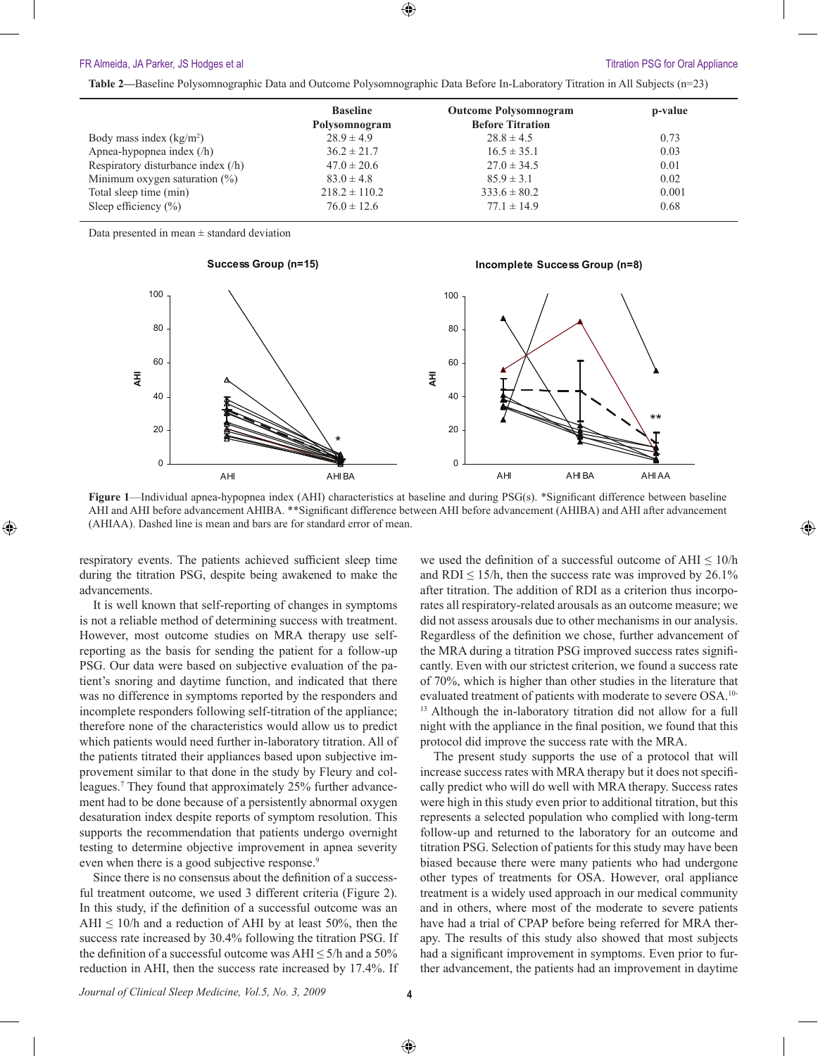**Table 2**—Baseline Polysomnographic Data and Outcome Polysomnographic Data Before In-Laboratory Titration in All Subjects (n=23)

| | Baseline Polysomnogram | Outcome Polysomnogram Before Titration | p-value |
|---|---|---|---|
| Body mass index (kg/m$^2$) | 28.9 ± 4.9 | 28.8 ± 4.5 | 0.73 |
| Apnea-hypopnea index (/h) | 36.2 ± 21.7 | 16.5 ± 35.1 | 0.03 |
| Respiratory disturbance index (/h) | 47.0 ± 20.6 | 27.0 ± 34.5 | 0.01 |
| Minimum oxygen saturation (%) | 83.0 ± 4.8 | 85.9 ± 3.1 | 0.02 |
| Total sleep time (min) | 218.2 ± 110.2 | 333.6 ± 80.2 | 0.001 |
| Sleep efficiency (%) | 76.0 ± 12.6 | 77.1 ± 14.9 | 0.68 |

Data presented in mean ± standard deviation

**Figure 1**—Individual apnea-hypopnea index (AHI) characteristics at baseline and during PSG(s). *Significant difference between baseline AHI and AHI before advancement AHIBA. **Significant difference between AHI before advancement (AHIBA) and AHI after advancement (AHIAA). Dashed line is mean and bars are for standard error of mean.

respiratory events. The patients achieved sufficient sleep time during the titration PSG, despite being awakened to make the advancements.

It is well known that self-reporting of changes in symptoms is not a reliable method of determining success with treatment. However, most outcome studies on MRA therapy use self-reporting as the basis for sending the patient for a follow-up PSG. Our data were based on subjective evaluation of the patient's snoring and daytime function, and indicated that there was no difference in symptoms reported by the responders and incomplete responders following self-titration of the appliance; therefore none of the characteristics would allow us to predict which patients would need further in-laboratory titration. All of the patients titrated their appliances based upon subjective improvement similar to that done in the study by Fleury and colleagues.[7] They found that approximately 25% further advancement had to be done because of a persistently abnormal oxygen desaturation index despite reports of symptom resolution. This supports the recommendation that patients undergo overnight testing to determine objective improvement in apnea severity even when there is a good subjective response.[9]

Since there is no consensus about the definition of a successful treatment outcome, we used 3 different criteria (Figure 2). In this study, if the definition of a successful outcome was an AHI ≤ 10/h and a reduction of AHI by at least 50%, then the success rate increased by 30.4% following the titration PSG. If the definition of a successful outcome was AHI ≤ 5/h and a 50% reduction in AHI, then the success rate increased by 17.4%. If we used the definition of a successful outcome of AHI ≤ 10/h and RDI ≤ 15/h, then the success rate was improved by 26.1% after titration. The addition of RDI as a criterion thus incorporates all respiratory-related arousals as an outcome measure; we did not assess arousals due to other mechanisms in our analysis. Regardless of the definition we chose, further advancement of the MRA during a titration PSG improved success rates significantly. Even with our strictest criterion, we found a success rate of 70%, which is higher than other studies in the literature that evaluated treatment of patients with moderate to severe OSA.[10-13] Although the in-laboratory titration did not allow for a full night with the appliance in the final position, we found that this protocol did improve the success rate with the MRA.

The present study supports the use of a protocol that will increase success rates with MRA therapy but it does not specifically predict who will do well with MRA therapy. Success rates were high in this study even prior to additional titration, but this represents a selected population who complied with long-term follow-up and returned to the laboratory for an outcome and titration PSG. Selection of patients for this study may have been biased because there were many patients who had undergone other types of treatments for OSA. However, oral appliance treatment is a widely used approach in our medical community and in others, where most of the moderate to severe patients have had a trial of CPAP before being referred for MRA therapy. The results of this study also showed that most subjects had a significant improvement in symptoms. Even prior to further advancement, the patients had an improvement in daytime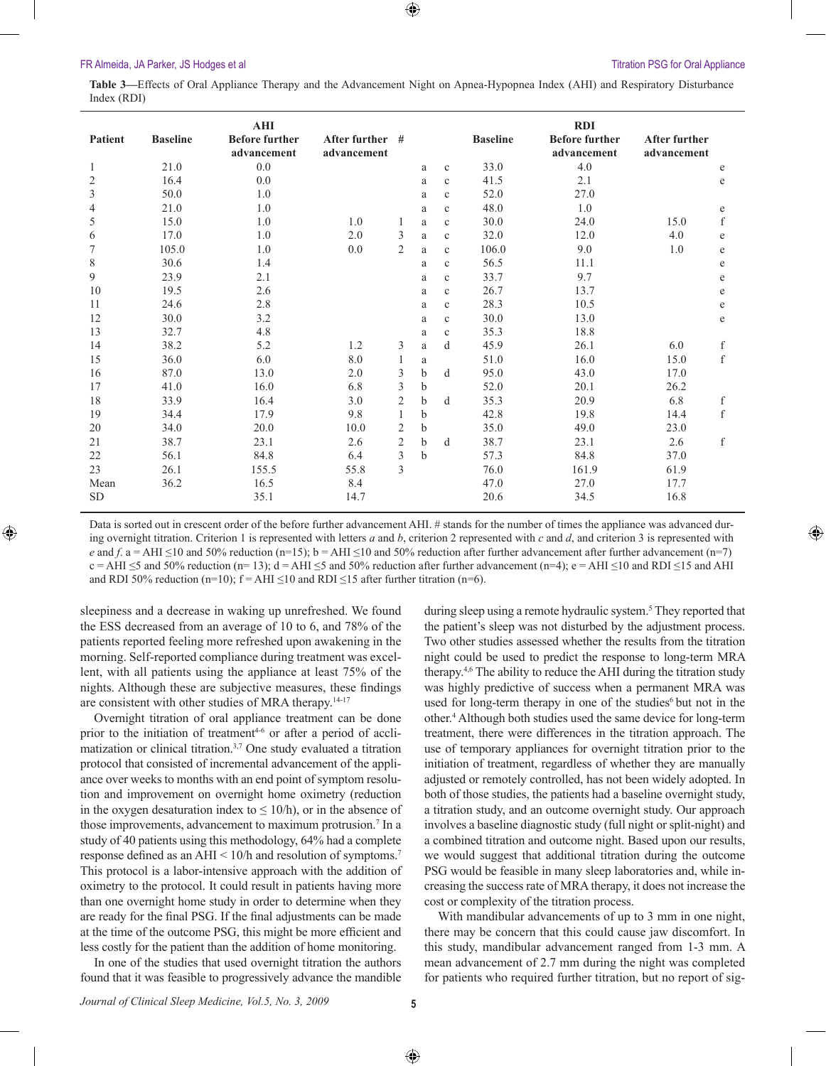**Table 3**—Effects of Oral Appliance Therapy and the Advancement Night on Apnea-Hypopnea Index (AHI) and Respiratory Disturbance Index (RDI)

| Patient | AHI Baseline | AHI Before further advancement | AHI After further advancement | # | | | RDI Baseline | RDI Before further advancement | RDI After further advancement | |
|---|---|---|---|---|---|---|---|---|---|---|
| 1 | 21.0 | 0.0 | | | a | c | 33.0 | 4.0 | | e |
| 2 | 16.4 | 0.0 | | | a | c | 41.5 | 2.1 | | e |
| 3 | 50.0 | 1.0 | | | a | c | 52.0 | 27.0 | | |
| 4 | 21.0 | 1.0 | | | a | c | 48.0 | 1.0 | | e |
| 5 | 15.0 | 1.0 | 1.0 | 1 | a | c | 30.0 | 24.0 | 15.0 | f |
| 6 | 17.0 | 1.0 | 2.0 | 3 | a | c | 32.0 | 12.0 | 4.0 | e |
| 7 | 105.0 | 1.0 | 0.0 | 2 | a | c | 106.0 | 9.0 | 1.0 | e |
| 8 | 30.6 | 1.4 | | | a | c | 56.5 | 11.1 | | e |
| 9 | 23.9 | 2.1 | | | a | c | 33.7 | 9.7 | | e |
| 10 | 19.5 | 2.6 | | | a | c | 26.7 | 13.7 | | e |
| 11 | 24.6 | 2.8 | | | a | c | 28.3 | 10.5 | | e |
| 12 | 30.0 | 3.2 | | | a | c | 30.0 | 13.0 | | e |
| 13 | 32.7 | 4.8 | | | a | c | 35.3 | 18.8 | | |
| 14 | 38.2 | 5.2 | 1.2 | 3 | a | d | 45.9 | 26.1 | 6.0 | f |
| 15 | 36.0 | 6.0 | 8.0 | 1 | a | | 51.0 | 16.0 | 15.0 | f |
| 16 | 87.0 | 13.0 | 2.0 | 3 | b | d | 95.0 | 43.0 | 17.0 | |
| 17 | 41.0 | 16.0 | 6.8 | 3 | b | | 52.0 | 20.1 | 26.2 | |
| 18 | 33.9 | 16.4 | 3.0 | 2 | b | d | 35.3 | 20.9 | 6.8 | f |
| 19 | 34.4 | 17.9 | 9.8 | 1 | b | | 42.8 | 19.8 | 14.4 | f |
| 20 | 34.0 | 20.0 | 10.0 | 2 | b | | 35.0 | 49.0 | 23.0 | |
| 21 | 38.7 | 23.1 | 2.6 | 2 | b | d | 38.7 | 23.1 | 2.6 | f |
| 22 | 56.1 | 84.8 | 6.4 | 3 | b | | 57.3 | 84.8 | 37.0 | |
| 23 | 26.1 | 155.5 | 55.8 | 3 | | | 76.0 | 161.9 | 61.9 | |
| Mean | 36.2 | 16.5 | 8.4 | | | | 47.0 | 27.0 | 17.7 | |
| SD | | 35.1 | 14.7 | | | | 20.6 | 34.5 | 16.8 | |

Data is sorted out in crescent order of the before further advancement AHI. # stands for the number of times the appliance was advanced during overnight titration. Criterion 1 is represented with letters *a* and *b*, criterion 2 represented with *c* and *d*, and criterion 3 is represented with *e* and *f*. a = AHI ≤10 and 50% reduction (n=15); b = AHI ≤10 and 50% reduction after further advancement after further advancement (n=7) c = AHI ≤5 and 50% reduction (n= 13); d = AHI ≤5 and 50% reduction after further advancement (n=4); e = AHI ≤10 and RDI ≤15 and AHI and RDI 50% reduction (n=10); f = AHI ≤10 and RDI ≤15 after further titration (n=6).

sleepiness and a decrease in waking up unrefreshed. We found the ESS decreased from an average of 10 to 6, and 78% of the patients reported feeling more refreshed upon awakening in the morning. Self-reported compliance during treatment was excellent, with all patients using the appliance at least 75% of the nights. Although these are subjective measures, these findings are consistent with other studies of MRA therapy.[14-17]

Overnight titration of oral appliance treatment can be done prior to the initiation of treatment[4-6] or after a period of acclimatization or clinical titration.[3,7] One study evaluated a titration protocol that consisted of incremental advancement of the appliance over weeks to months with an end point of symptom resolution and improvement on overnight home oximetry (reduction in the oxygen desaturation index to ≤ 10/h), or in the absence of those improvements, advancement to maximum protrusion.[7] In a study of 40 patients using this methodology, 64% had a complete response defined as an AHI < 10/h and resolution of symptoms.[7] This protocol is a labor-intensive approach with the addition of oximetry to the protocol. It could result in patients having more than one overnight home study in order to determine when they are ready for the final PSG. If the final adjustments can be made at the time of the outcome PSG, this might be more efficient and less costly for the patient than the addition of home monitoring.

In one of the studies that used overnight titration the authors found that it was feasible to progressively advance the mandible during sleep using a remote hydraulic system.[5] They reported that the patient's sleep was not disturbed by the adjustment process. Two other studies assessed whether the results from the titration night could be used to predict the response to long-term MRA therapy.[4,6] The ability to reduce the AHI during the titration study was highly predictive of success when a permanent MRA was used for long-term therapy in one of the studies[6] but not in the other.[4] Although both studies used the same device for long-term treatment, there were differences in the titration approach. The use of temporary appliances for overnight titration prior to the initiation of treatment, regardless of whether they are manually adjusted or remotely controlled, has not been widely adopted. In both of those studies, the patients had a baseline overnight study, a titration study, and an outcome overnight study. Our approach involves a baseline diagnostic study (full night or split-night) and a combined titration and outcome night. Based upon our results, we would suggest that additional titration during the outcome PSG would be feasible in many sleep laboratories and, while increasing the success rate of MRA therapy, it does not increase the cost or complexity of the titration process.

With mandibular advancements of up to 3 mm in one night, there may be concern that this could cause jaw discomfort. In this study, mandibular advancement ranged from 1-3 mm. A mean advancement of 2.7 mm during the night was completed for patients who required further titration, but no report of sig-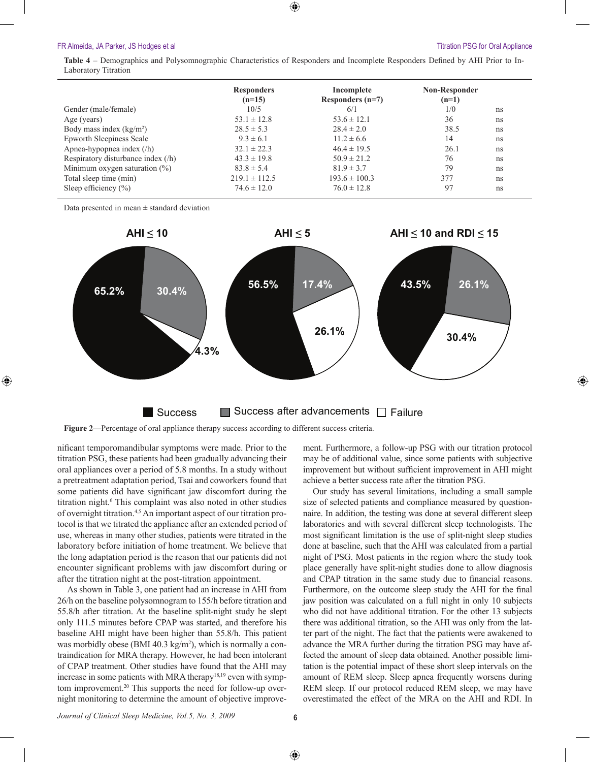**Table 4** – Demographics and Polysomnographic Characteristics of Responders and Incomplete Responders Defined by AHI Prior to In-Laboratory Titration

| | Responders (n=15) | Incomplete Responders (n=7) | Non-Responder (n=1) | |
|---|---|---|---|---|
| Gender (male/female) | 10/5 | 6/1 | 1/0 | ns |
| Age (years) | 53.1 ± 12.8 | 53.6 ± 12.1 | 36 | ns |
| Body mass index (kg/m²) | 28.5 ± 5.3 | 28.4 ± 2.0 | 38.5 | ns |
| Epworth Sleepiness Scale | 9.3 ± 6.1 | 11.2 ± 6.6 | 14 | ns |
| Apnea-hypopnea index (/h) | 32.1 ± 22.3 | 46.4 ± 19.5 | 26.1 | ns |
| Respiratory disturbance index (/h) | 43.3 ± 19.8 | 50.9 ± 21.2 | 76 | ns |
| Minimum oxygen saturation (%) | 83.8 ± 5.4 | 81.9 ± 3.7 | 79 | ns |
| Total sleep time (min) | 219.1 ± 112.5 | 193.6 ± 100.3 | 377 | ns |
| Sleep efficiency (%) | 74.6 ± 12.0 | 76.0 ± 12.8 | 97 | ns |

Data presented in mean ± standard deviation

| | AHI ≤ 10 | AHI ≤ 5 | AHI ≤ 10 and RDI ≤ 15 |
|---|---|---|---|
| Success | 65.2% | 56.5% | 43.5% |
| Success after advancements | 30.4% | 17.4% | 26.1% |
| Failure | 4.3% | 26.1% | 30.4% |

**Figure 2**—Percentage of oral appliance therapy success according to different success criteria.

nificant temporomandibular symptoms were made. Prior to the titration PSG, these patients had been gradually advancing their oral appliances over a period of 5.8 months. In a study without a pretreatment adaptation period, Tsai and coworkers found that some patients did have significant jaw discomfort during the titration night.[6] This complaint was also noted in other studies of overnight titration.[4,5] An important aspect of our titration protocol is that we titrated the appliance after an extended period of use, whereas in many other studies, patients were titrated in the laboratory before initiation of home treatment. We believe that the long adaptation period is the reason that our patients did not encounter significant problems with jaw discomfort during or after the titration night at the post-titration appointment.

As shown in Table 3, one patient had an increase in AHI from 26/h on the baseline polysomnogram to 155/h before titration and 55.8/h after titration. At the baseline split-night study he slept only 111.5 minutes before CPAP was started, and therefore his baseline AHI might have been higher than 55.8/h. This patient was morbidly obese (BMI 40.3 kg/m²), which is normally a contraindication for MRA therapy. However, he had been intolerant of CPAP treatment. Other studies have found that the AHI may increase in some patients with MRA therapy[18,19] even with symptom improvement.[20] This supports the need for follow-up overnight monitoring to determine the amount of objective improvement. Furthermore, a follow-up PSG with our titration protocol may be of additional value, since some patients with subjective improvement but without sufficient improvement in AHI might achieve a better success rate after the titration PSG.

Our study has several limitations, including a small sample size of selected patients and compliance measured by questionnaire. In addition, the testing was done at several different sleep laboratories and with several different sleep technologists. The most significant limitation is the use of split-night sleep studies done at baseline, such that the AHI was calculated from a partial night of PSG. Most patients in the region where the study took place generally have split-night studies done to allow diagnosis and CPAP titration in the same study due to financial reasons. Furthermore, on the outcome sleep study the AHI for the final jaw position was calculated on a full night in only 10 subjects who did not have additional titration. For the other 13 subjects there was additional titration, so the AHI was only from the latter part of the night. The fact that the patients were awakened to advance the MRA further during the titration PSG may have affected the amount of sleep data obtained. Another possible limitation is the potential impact of these short sleep intervals on the amount of REM sleep. Sleep apnea frequently worsens during REM sleep. If our protocol reduced REM sleep, we may have overestimated the effect of the MRA on the AHI and RDI. In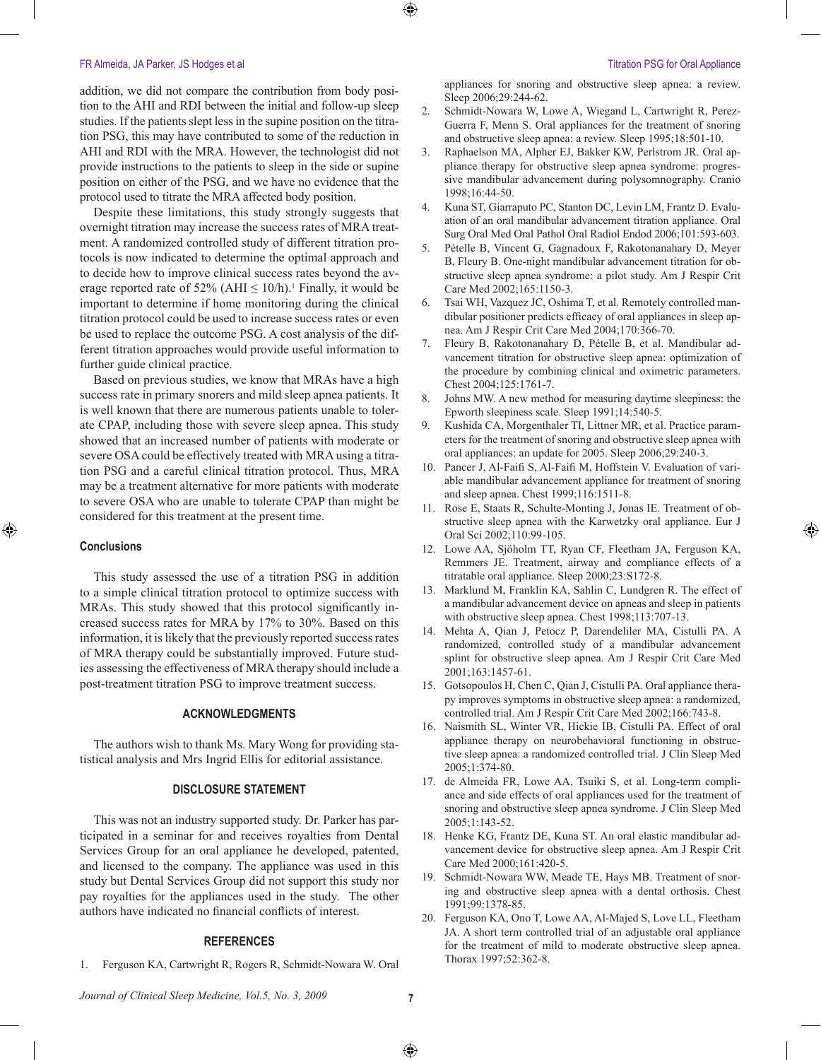addition, we did not compare the contribution from body position to the AHI and RDI between the initial and follow-up sleep studies. If the patients slept less in the supine position on the titration PSG, this may have contributed to some of the reduction in AHI and RDI with the MRA. However, the technologist did not provide instructions to the patients to sleep in the side or supine position on either of the PSG, and we have no evidence that the protocol used to titrate the MRA affected body position.

Despite these limitations, this study strongly suggests that overnight titration may increase the success rates of MRA treatment. A randomized controlled study of different titration protocols is now indicated to determine the optimal approach and to decide how to improve clinical success rates beyond the average reported rate of 52% (AHI ≤ 10/h).[1] Finally, it would be important to determine if home monitoring during the clinical titration protocol could be used to increase success rates or even be used to replace the outcome PSG. A cost analysis of the different titration approaches would provide useful information to further guide clinical practice.

Based on previous studies, we know that MRAs have a high success rate in primary snorers and mild sleep apnea patients. It is well known that there are numerous patients unable to tolerate CPAP, including those with severe sleep apnea. This study showed that an increased number of patients with moderate or severe OSA could be effectively treated with MRA using a titration PSG and a careful clinical titration protocol. Thus, MRA may be a treatment alternative for more patients with moderate to severe OSA who are unable to tolerate CPAP than might be considered for this treatment at the present time.

## Conclusions

This study assessed the use of a titration PSG in addition to a simple clinical titration protocol to optimize success with MRAs. This study showed that this protocol significantly increased success rates for MRA by 17% to 30%. Based on this information, it is likely that the previously reported success rates of MRA therapy could be substantially improved. Future studies assessing the effectiveness of MRA therapy should include a post-treatment titration PSG to improve treatment success.

## ACKNOWLEDGMENTS

The authors wish to thank Ms. Mary Wong for providing statistical analysis and Mrs Ingrid Ellis for editorial assistance.

## DISCLOSURE STATEMENT

This was not an industry supported study. Dr. Parker has participated in a seminar for and receives royalties from Dental Services Group for an oral appliance he developed, patented, and licensed to the company. The appliance was used in this study but Dental Services Group did not support this study nor pay royalties for the appliances used in the study. The other authors have indicated no financial conflicts of interest.

## REFERENCES

1. Ferguson KA, Cartwright R, Rogers R, Schmidt-Nowara W. Oral appliances for snoring and obstructive sleep apnea: a review. Sleep 2006;29:244-62.
2. Schmidt-Nowara W, Lowe A, Wiegand L, Cartwright R, Perez-Guerra F, Menn S. Oral appliances for the treatment of snoring and obstructive sleep apnea: a review. Sleep 1995;18:501-10.
3. Raphaelson MA, Alpher EJ, Bakker KW, Perlstrom JR. Oral appliance therapy for obstructive sleep apnea syndrome: progressive mandibular advancement during polysomnography. Cranio 1998;16:44-50.
4. Kuna ST, Giarraputo PC, Stanton DC, Levin LM, Frantz D. Evaluation of an oral mandibular advancement titration appliance. Oral Surg Oral Med Oral Pathol Oral Radiol Endod 2006;101:593-603.
5. Pételle B, Vincent G, Gagnadoux F, Rakotonanahary D, Meyer B, Fleury B. One-night mandibular advancement titration for obstructive sleep apnea syndrome: a pilot study. Am J Respir Crit Care Med 2002;165:1150-3.
6. Tsai WH, Vazquez JC, Oshima T, et al. Remotely controlled mandibular positioner predicts efficacy of oral appliances in sleep apnea. Am J Respir Crit Care Med 2004;170:366-70.
7. Fleury B, Rakotonanahary D, Pételle B, et al. Mandibular advancement titration for obstructive sleep apnea: optimization of the procedure by combining clinical and oximetric parameters. Chest 2004;125:1761-7.
8. Johns MW. A new method for measuring daytime sleepiness: the Epworth sleepiness scale. Sleep 1991;14:540-5.
9. Kushida CA, Morgenthaler TI, Littner MR, et al. Practice parameters for the treatment of snoring and obstructive sleep apnea with oral appliances: an update for 2005. Sleep 2006;29:240-3.
10. Pancer J, Al-Faifi S, Al-Faifi M, Hoffstein V. Evaluation of variable mandibular advancement appliance for treatment of snoring and sleep apnea. Chest 1999;116:1511-8.
11. Rose E, Staats R, Schulte-Monting J, Jonas IE. Treatment of obstructive sleep apnea with the Karwetzky oral appliance. Eur J Oral Sci 2002;110:99-105.
12. Lowe AA, Sjöholm TT, Ryan CF, Fleetham JA, Ferguson KA, Remmers JE. Treatment, airway and compliance effects of a titratable oral appliance. Sleep 2000;23:S172-8.
13. Marklund M, Franklin KA, Sahlin C, Lundgren R. The effect of a mandibular advancement device on apneas and sleep in patients with obstructive sleep apnea. Chest 1998;113:707-13.
14. Mehta A, Qian J, Petocz P, Darendeliler MA, Cistulli PA. A randomized, controlled study of a mandibular advancement splint for obstructive sleep apnea. Am J Respir Crit Care Med 2001;163:1457-61.
15. Gotsopoulos H, Chen C, Qian J, Cistulli PA. Oral appliance therapy improves symptoms in obstructive sleep apnea: a randomized, controlled trial. Am J Respir Crit Care Med 2002;166:743-8.
16. Naismith SL, Winter VR, Hickie IB, Cistulli PA. Effect of oral appliance therapy on neurobehavioral functioning in obstructive sleep apnea: a randomized controlled trial. J Clin Sleep Med 2005;1:374-80.
17. de Almeida FR, Lowe AA, Tsuiki S, et al. Long-term compliance and side effects of oral appliances used for the treatment of snoring and obstructive sleep apnea syndrome. J Clin Sleep Med 2005;1:143-52.
18. Henke KG, Frantz DE, Kuna ST. An oral elastic mandibular advancement device for obstructive sleep apnea. Am J Respir Crit Care Med 2000;161:420-5.
19. Schmidt-Nowara WW, Meade TE, Hays MB. Treatment of snoring and obstructive sleep apnea with a dental orthosis. Chest 1991;99:1378-85.
20. Ferguson KA, Ono T, Lowe AA, Al-Majed S, Love LL, Fleetham JA. A short term controlled trial of an adjustable oral appliance for the treatment of mild to moderate obstructive sleep apnea. Thorax 1997;52:362-8.